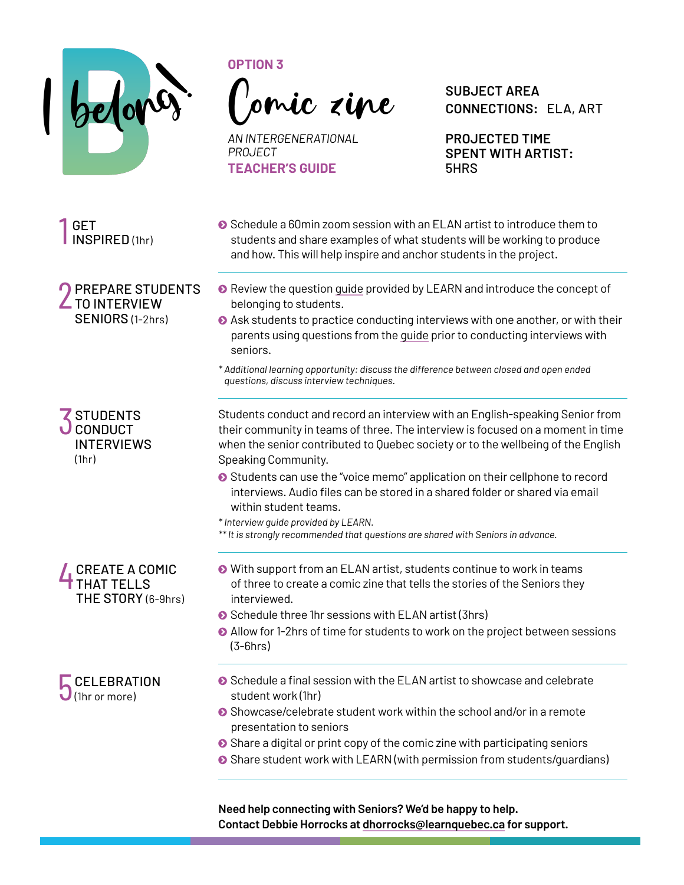I belong!

**OPTION 3**

# Comic zine

*AN INTERGENERATIONAL PROJECT*

**TEACHER'S GUIDE**

**SUBJECT AREA CONNECTIONS:** ELA, ART

**PROJECTED TIME SPENT WITH ARTIST:** 5HRS

## 1 GET INSPIRED (1hr)

- Schedule a 60min zoom session with an ELAN artist to introduce them to students and share examples of what students will be working to produce and how. This will help inspire and anchor students in the project.

## 2 PREPARE STUDENTS TO INTERVIEW SENIORS (1-2hrs)

- Review the question guide provided by LEARN and introduce the concept of belonging to students.
- Ask students to practice conducting interviews with one another, or with their parents using questions from the guide prior to conducting interviews with seniors.

*\* Additional learning opportunity: discuss the difference between closed and open ended questions, discuss interview techniques.*

## 3 STUDENTS CONDUCT INTERVIEWS (1hr)

Students conduct and record an interview with an English-speaking Senior from their community in teams of three. The interview is focused on a moment in time when the senior contributed to Quebec society or to the wellbeing of the English Speaking Community.

- Students can use the "voice memo" application on their cellphone to record interviews. Audio files can be stored in a shared folder or shared via email within student teams.

*\* Interview guide provided by LEARN.*
*\*\* It is strongly recommended that questions are shared with Seniors in advance.*

## 4 CREATE A COMIC THAT TELLS THE STORY (6-9hrs)

- With support from an ELAN artist, students continue to work in teams of three to create a comic zine that tells the stories of the Seniors they interviewed.
- Schedule three 1hr sessions with ELAN artist (3hrs)
- Allow for 1-2hrs of time for students to work on the project between sessions (3-6hrs)

## 5 CELEBRATION (1hr or more)

- Schedule a final session with the ELAN artist to showcase and celebrate student work (1hr)
- Showcase/celebrate student work within the school and/or in a remote presentation to seniors
- Share a digital or print copy of the comic zine with participating seniors
- Share student work with LEARN (with permission from students/guardians)

**Need help connecting with Seniors? We'd be happy to help.**
**Contact Debbie Horrocks at dhorrocks@learnquebec.ca for support.**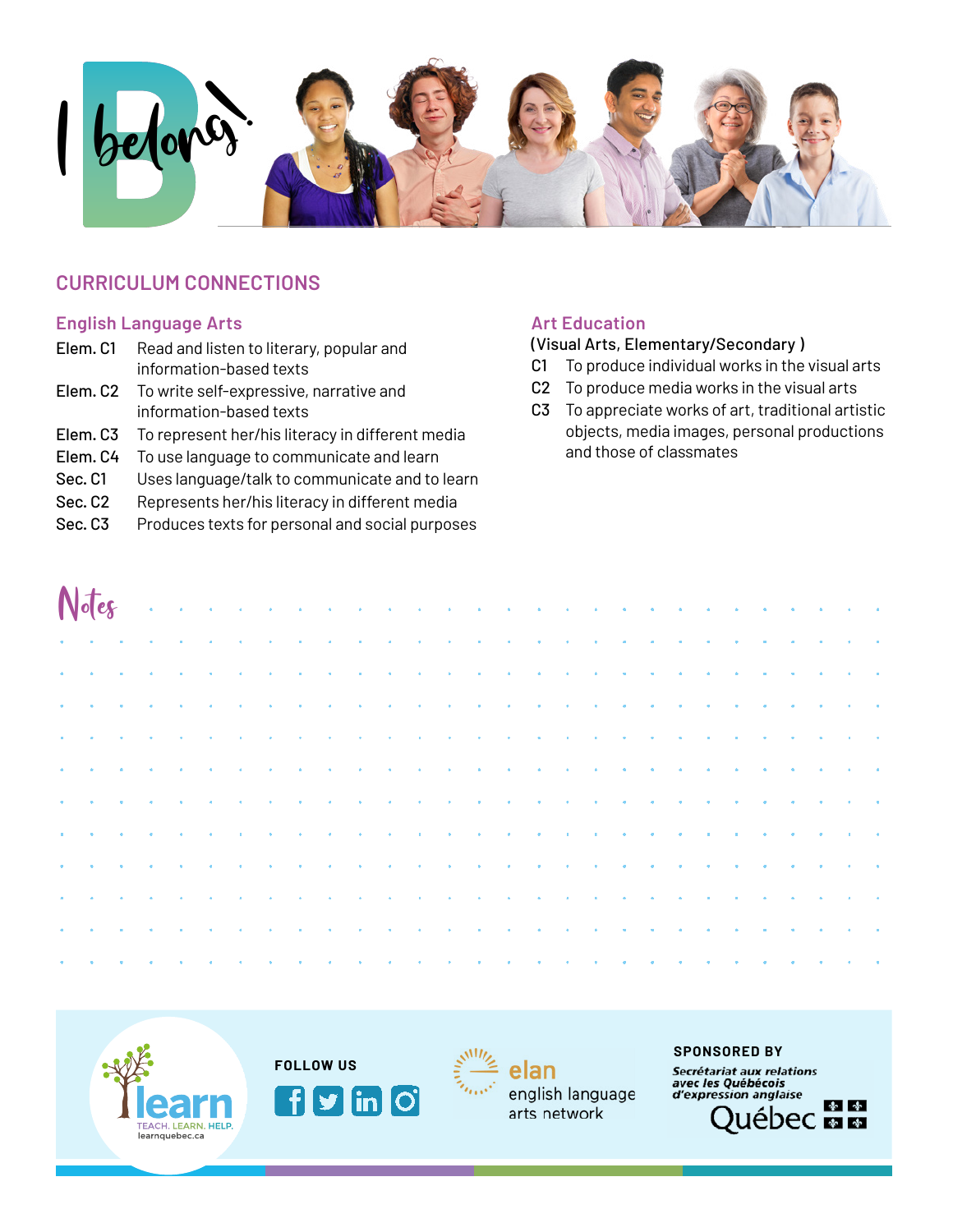# I belong!

## CURRICULUM CONNECTIONS

### English Language Arts

| | |
|---|---|
| Elem. C1 | Read and listen to literary, popular and information-based texts |
| Elem. C2 | To write self-expressive, narrative and information-based texts |
| Elem. C3 | To represent her/his literacy in different media |
| Elem. C4 | To use language to communicate and learn |
| Sec. C1 | Uses language/talk to communicate and to learn |
| Sec. C2 | Represents her/his literacy in different media |
| Sec. C3 | Produces texts for personal and social purposes |

### Art Education

(Visual Arts, Elementary/Secondary )

| | |
|---|---|
| C1 | To produce individual works in the visual arts |
| C2 | To produce media works in the visual arts |
| C3 | To appreciate works of art, traditional artistic objects, media images, personal productions and those of classmates |

## Notes

learn
TEACH. LEARN. HELP.
learnquebec.ca

FOLLOW US

elan
english language arts network

SPONSORED BY

*Secrétariat aux relations avec les Québécois d'expression anglaise*

Québec